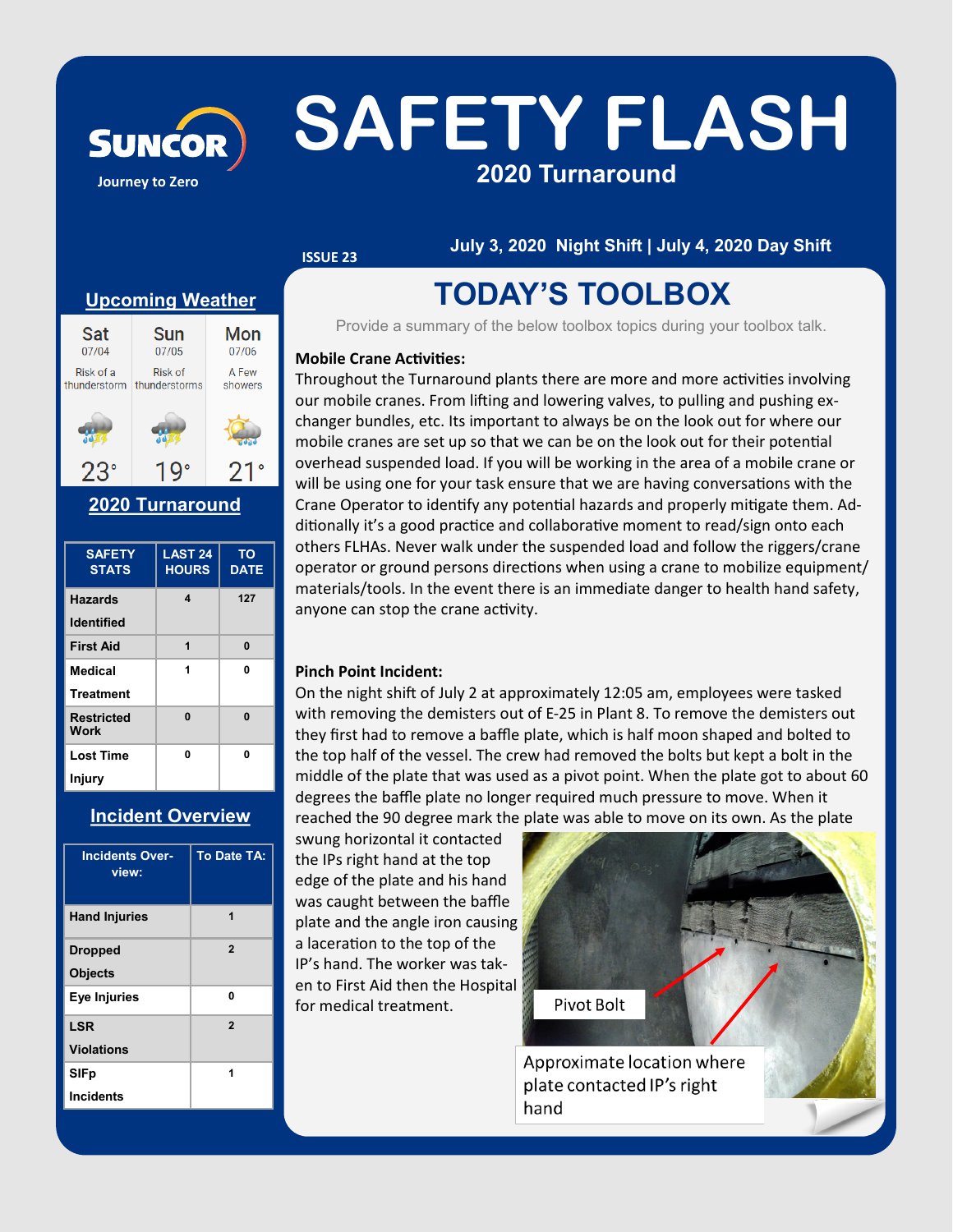# SAFETY FLASH

## 2020 Turnaround

SUNCOR Journey to Zero

ISSUE 23

**July 3, 2020 Night Shift | July 4, 2020 Day Shift**

## Upcoming Weather

| Sat 07/04 | Sun 07/05 | Mon 07/06 |
|---|---|---|
| Risk of a thunderstorm | Risk of thunderstorms | A Few showers |
| 23° | 19° | 21° |

## 2020 Turnaround

| SAFETY STATS | LAST 24 HOURS | TO DATE |
|---|---|---|
| Hazards Identified | 4 | 127 |
| First Aid | 1 | 0 |
| Medical Treatment | 1 | 0 |
| Restricted Work | 0 | 0 |
| Lost Time Injury | 0 | 0 |

## Incident Overview

| Incidents Overview: | To Date TA: |
|---|---|
| Hand Injuries | 1 |
| Dropped Objects | 2 |
| Eye Injuries | 0 |
| LSR Violations | 2 |
| SIFp Incidents | 1 |

# TODAY'S TOOLBOX

Provide a summary of the below toolbox topics during your toolbox talk.

**Mobile Crane Activities:**

Throughout the Turnaround plants there are more and more activities involving our mobile cranes. From lifting and lowering valves, to pulling and pushing exchanger bundles, etc. Its important to always be on the look out for where our mobile cranes are set up so that we can be on the look out for their potential overhead suspended load. If you will be working in the area of a mobile crane or will be using one for your task ensure that we are having conversations with the Crane Operator to identify any potential hazards and properly mitigate them. Additionally it's a good practice and collaborative moment to read/sign onto each others FLHAs. Never walk under the suspended load and follow the riggers/crane operator or ground persons directions when using a crane to mobilize equipment/materials/tools. In the event there is an immediate danger to health hand safety, anyone can stop the crane activity.

**Pinch Point Incident:**

On the night shift of July 2 at approximately 12:05 am, employees were tasked with removing the demisters out of E-25 in Plant 8. To remove the demisters out they first had to remove a baffle plate, which is half moon shaped and bolted to the top half of the vessel. The crew had removed the bolts but kept a bolt in the middle of the plate that was used as a pivot point. When the plate got to about 60 degrees the baffle plate no longer required much pressure to move. When it reached the 90 degree mark the plate was able to move on its own. As the plate swung horizontal it contacted the IPs right hand at the top edge of the plate and his hand was caught between the baffle plate and the angle iron causing a laceration to the top of the IP's hand. The worker was taken to First Aid then the Hospital for medical treatment.

Pivot Bolt

Approximate location where plate contacted IP's right hand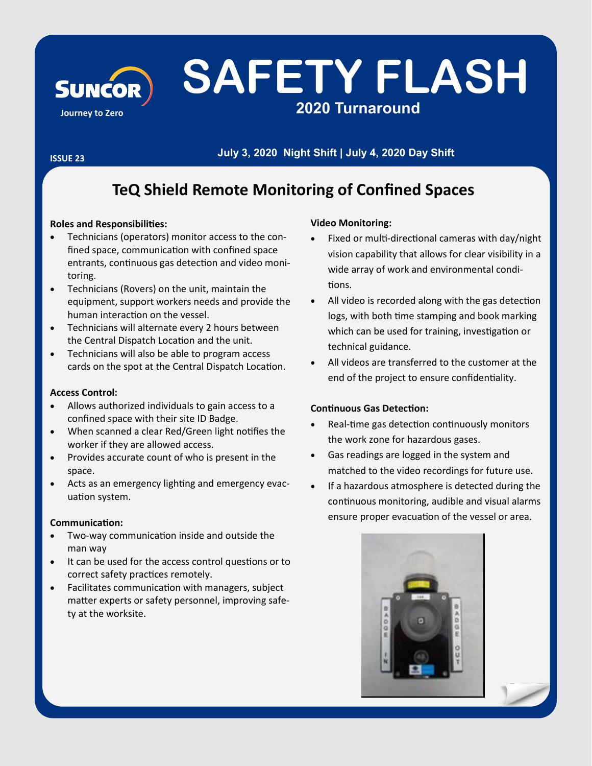SUNCOR

Journey to Zero

# SAFETY FLASH

## 2020 Turnaround

ISSUE 23

**July 3, 2020 Night Shift | July 4, 2020 Day Shift**

## TeQ Shield Remote Monitoring of Confined Spaces

**Roles and Responsibilities:**

- Technicians (operators) monitor access to the confined space, communication with confined space entrants, continuous gas detection and video monitoring.
- Technicians (Rovers) on the unit, maintain the equipment, support workers needs and provide the human interaction on the vessel.
- Technicians will alternate every 2 hours between the Central Dispatch Location and the unit.
- Technicians will also be able to program access cards on the spot at the Central Dispatch Location.

**Access Control:**

- Allows authorized individuals to gain access to a confined space with their site ID Badge.
- When scanned a clear Red/Green light notifies the worker if they are allowed access.
- Provides accurate count of who is present in the space.
- Acts as an emergency lighting and emergency evacuation system.

**Communication:**

- Two-way communication inside and outside the man way
- It can be used for the access control questions or to correct safety practices remotely.
- Facilitates communication with managers, subject matter experts or safety personnel, improving safety at the worksite.

**Video Monitoring:**

- Fixed or multi-directional cameras with day/night vision capability that allows for clear visibility in a wide array of work and environmental conditions.
- All video is recorded along with the gas detection logs, with both time stamping and book marking which can be used for training, investigation or technical guidance.
- All videos are transferred to the customer at the end of the project to ensure confidentiality.

**Continuous Gas Detection:**

- Real-time gas detection continuously monitors the work zone for hazardous gases.
- Gas readings are logged in the system and matched to the video recordings for future use.
- If a hazardous atmosphere is detected during the continuous monitoring, audible and visual alarms ensure proper evacuation of the vessel or area.